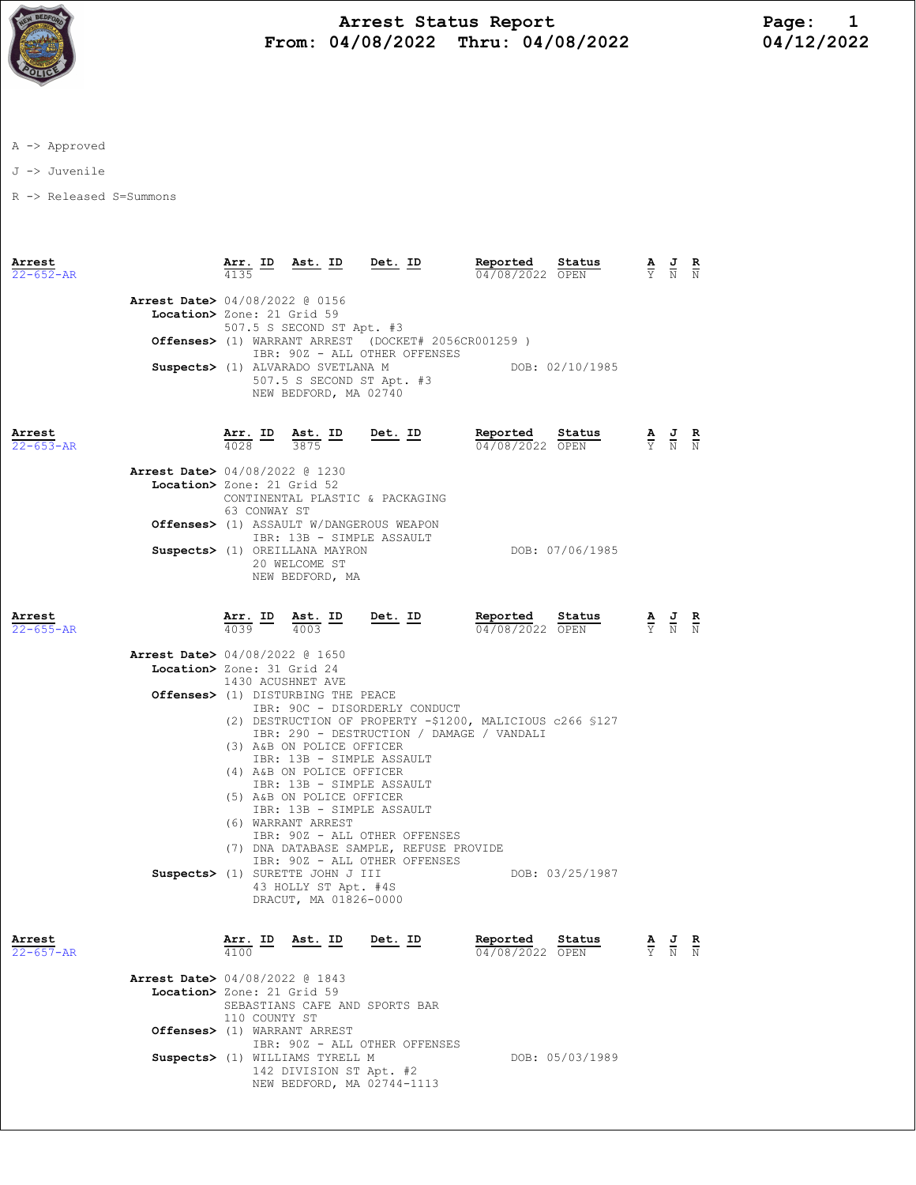# Arrest Status Report

**From: 04/08/2022 Thru: 04/08/2022**

04/12/2022

A -> Approved

J -> Juvenile

R -> Released S=Summons

| Arrest | Arr. ID | Ast. ID | Det. ID | Reported | Status | A | J | R |
|---|---|---|---|---|---|---|---|---|
| 22-652-AR | 4135 | | | 04/08/2022 | OPEN | Y | N | N |

**Arrest Date>** 04/08/2022 @ 0156
**Location>** Zone: 21 Grid 59
507.5 S SECOND ST Apt. #3
**Offenses>** (1) WARRANT ARREST (DOCKET# 2056CR001259 )
IBR: 90Z - ALL OTHER OFFENSES
**Suspects>** (1) ALVARADO SVETLANA M DOB: 02/10/1985
507.5 S SECOND ST Apt. #3
NEW BEDFORD, MA 02740

| Arrest | Arr. ID | Ast. ID | Det. ID | Reported | Status | A | J | R |
|---|---|---|---|---|---|---|---|---|
| 22-653-AR | 4028 | 3875 | | 04/08/2022 | OPEN | Y | N | N |

**Arrest Date>** 04/08/2022 @ 1230
**Location>** Zone: 21 Grid 52
CONTINENTAL PLASTIC & PACKAGING
63 CONWAY ST
**Offenses>** (1) ASSAULT W/DANGEROUS WEAPON
IBR: 13B - SIMPLE ASSAULT
**Suspects>** (1) OREILLANA MAYRON DOB: 07/06/1985
20 WELCOME ST
NEW BEDFORD, MA

| Arrest | Arr. ID | Ast. ID | Det. ID | Reported | Status | A | J | R |
|---|---|---|---|---|---|---|---|---|
| 22-655-AR | 4039 | 4003 | | 04/08/2022 | OPEN | Y | N | N |

**Arrest Date>** 04/08/2022 @ 1650
**Location>** Zone: 31 Grid 24
1430 ACUSHNET AVE
**Offenses>** (1) DISTURBING THE PEACE
IBR: 90C - DISORDERLY CONDUCT
(2) DESTRUCTION OF PROPERTY -$1200, MALICIOUS c266 §127
IBR: 290 - DESTRUCTION / DAMAGE / VANDALI
(3) A&B ON POLICE OFFICER
IBR: 13B - SIMPLE ASSAULT
(4) A&B ON POLICE OFFICER
IBR: 13B - SIMPLE ASSAULT
(5) A&B ON POLICE OFFICER
IBR: 13B - SIMPLE ASSAULT
(6) WARRANT ARREST
IBR: 90Z - ALL OTHER OFFENSES
(7) DNA DATABASE SAMPLE, REFUSE PROVIDE
IBR: 90Z - ALL OTHER OFFENSES
**Suspects>** (1) SURETTE JOHN J III DOB: 03/25/1987
43 HOLLY ST Apt. #4S
DRACUT, MA 01826-0000

| Arrest | Arr. ID | Ast. ID | Det. ID | Reported | Status | A | J | R |
|---|---|---|---|---|---|---|---|---|
| 22-657-AR | 4100 | | | 04/08/2022 | OPEN | Y | N | N |

**Arrest Date>** 04/08/2022 @ 1843
**Location>** Zone: 21 Grid 59
SEBASTIANS CAFE AND SPORTS BAR
110 COUNTY ST
**Offenses>** (1) WARRANT ARREST
IBR: 90Z - ALL OTHER OFFENSES
**Suspects>** (1) WILLIAMS TYRELL M DOB: 05/03/1989
142 DIVISION ST Apt. #2
NEW BEDFORD, MA 02744-1113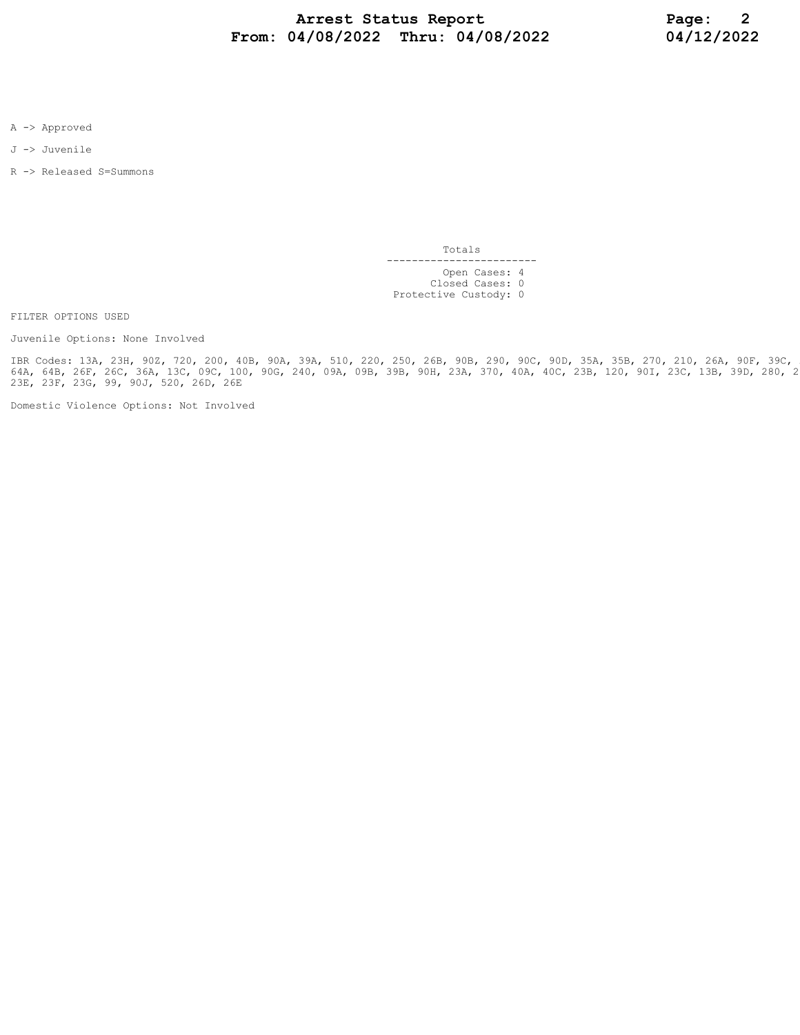A -> Approved

J -> Juvenile

R -> Released S=Summons

| Totals | |
|---|---|
| Open Cases: | 4 |
| Closed Cases: | 0 |
| Protective Custody: | 0 |

FILTER OPTIONS USED

Juvenile Options: None Involved

IBR Codes: 13A, 23H, 90Z, 720, 200, 40B, 90A, 39A, 510, 220, 250, 26B, 90B, 290, 90C, 90D, 35A, 35B, 270, 210, 26A, 90F, 39C,
64A, 64B, 26F, 26C, 36A, 13C, 09C, 100, 90G, 240, 09A, 09B, 39B, 90H, 23A, 370, 40A, 40C, 23B, 120, 90I, 23C, 13B, 39D, 280, 2
23E, 23F, 23G, 99, 90J, 520, 26D, 26E

Domestic Violence Options: Not Involved